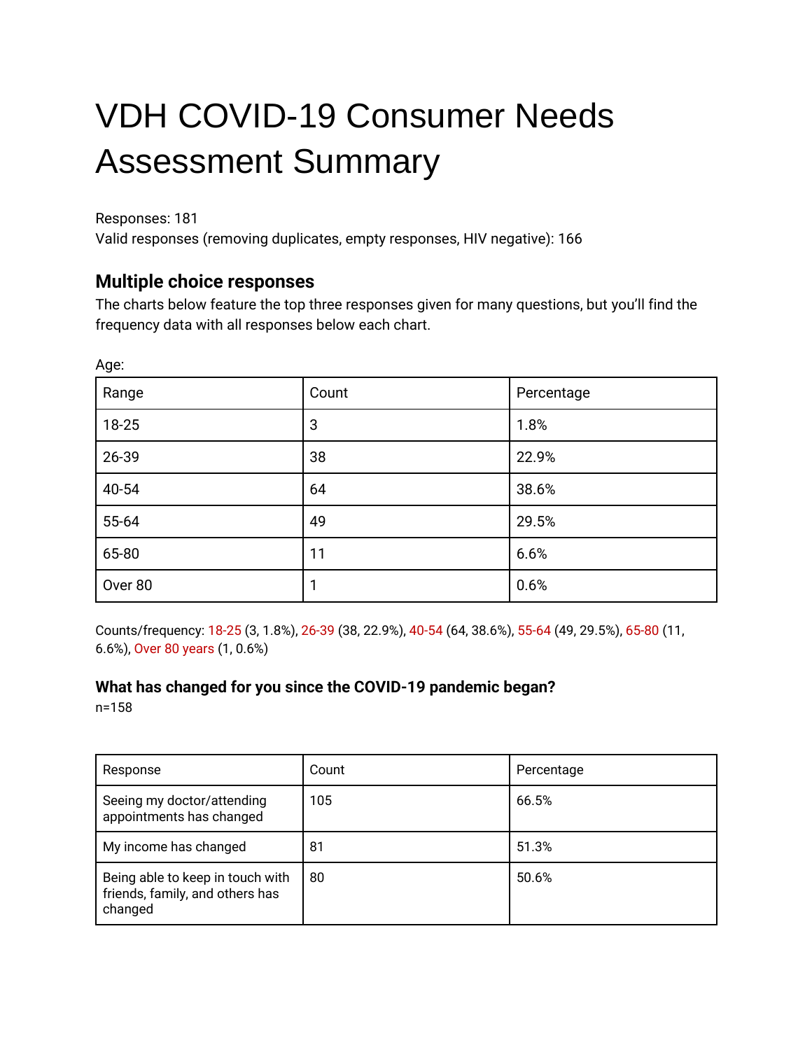# VDH COVID-19 Consumer Needs Assessment Summary

Responses: 181
Valid responses (removing duplicates, empty responses, HIV negative): 166

## Multiple choice responses

The charts below feature the top three responses given for many questions, but you'll find the frequency data with all responses below each chart.

Age:

| Range | Count | Percentage |
|---|---|---|
| 18-25 | 3 | 1.8% |
| 26-39 | 38 | 22.9% |
| 40-54 | 64 | 38.6% |
| 55-64 | 49 | 29.5% |
| 65-80 | 11 | 6.6% |
| Over 80 | 1 | 0.6% |

Counts/frequency: 18-25 (3, 1.8%), 26-39 (38, 22.9%), 40-54 (64, 38.6%), 55-64 (49, 29.5%), 65-80 (11, 6.6%), Over 80 years (1, 0.6%)

### What has changed for you since the COVID-19 pandemic began?

n=158

| Response | Count | Percentage |
|---|---|---|
| Seeing my doctor/attending appointments has changed | 105 | 66.5% |
| My income has changed | 81 | 51.3% |
| Being able to keep in touch with friends, family, and others has changed | 80 | 50.6% |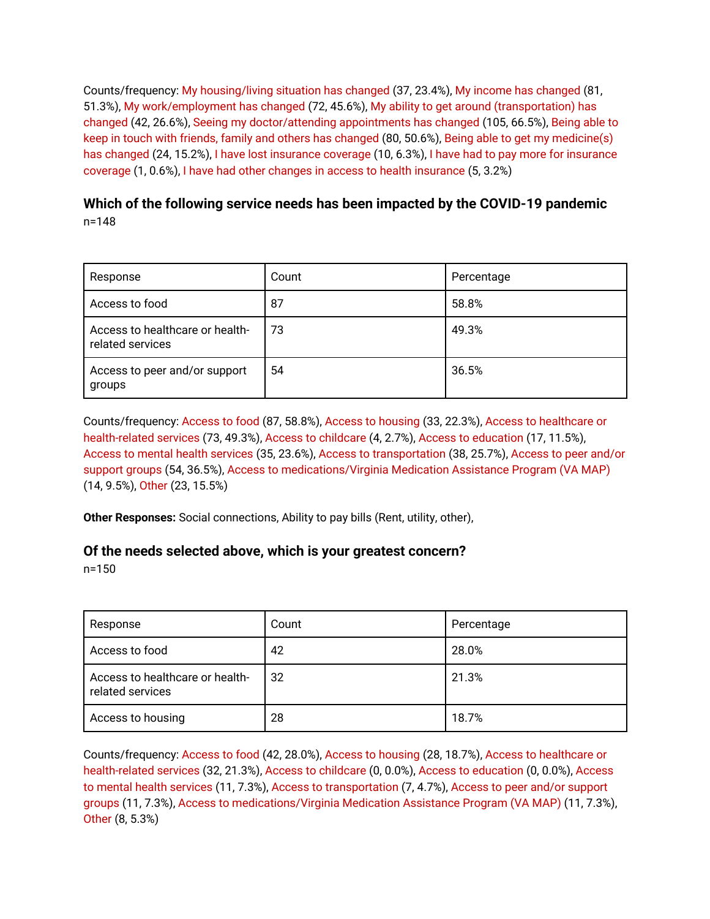Counts/frequency: My housing/living situation has changed (37, 23.4%), My income has changed (81, 51.3%), My work/employment has changed (72, 45.6%), My ability to get around (transportation) has changed (42, 26.6%), Seeing my doctor/attending appointments has changed (105, 66.5%), Being able to keep in touch with friends, family and others has changed (80, 50.6%), Being able to get my medicine(s) has changed (24, 15.2%), I have lost insurance coverage (10, 6.3%), I have had to pay more for insurance coverage (1, 0.6%), I have had other changes in access to health insurance (5, 3.2%)

### Which of the following service needs has been impacted by the COVID-19 pandemic

n=148

| Response | Count | Percentage |
|---|---|---|
| Access to food | 87 | 58.8% |
| Access to healthcare or health-related services | 73 | 49.3% |
| Access to peer and/or support groups | 54 | 36.5% |

Counts/frequency: Access to food (87, 58.8%), Access to housing (33, 22.3%), Access to healthcare or health-related services (73, 49.3%), Access to childcare (4, 2.7%), Access to education (17, 11.5%), Access to mental health services (35, 23.6%), Access to transportation (38, 25.7%), Access to peer and/or support groups (54, 36.5%), Access to medications/Virginia Medication Assistance Program (VA MAP) (14, 9.5%), Other (23, 15.5%)

**Other Responses:** Social connections, Ability to pay bills (Rent, utility, other),

### Of the needs selected above, which is your greatest concern?

n=150

| Response | Count | Percentage |
|---|---|---|
| Access to food | 42 | 28.0% |
| Access to healthcare or health-related services | 32 | 21.3% |
| Access to housing | 28 | 18.7% |

Counts/frequency: Access to food (42, 28.0%), Access to housing (28, 18.7%), Access to healthcare or health-related services (32, 21.3%), Access to childcare (0, 0.0%), Access to education (0, 0.0%), Access to mental health services (11, 7.3%), Access to transportation (7, 4.7%), Access to peer and/or support groups (11, 7.3%), Access to medications/Virginia Medication Assistance Program (VA MAP) (11, 7.3%), Other (8, 5.3%)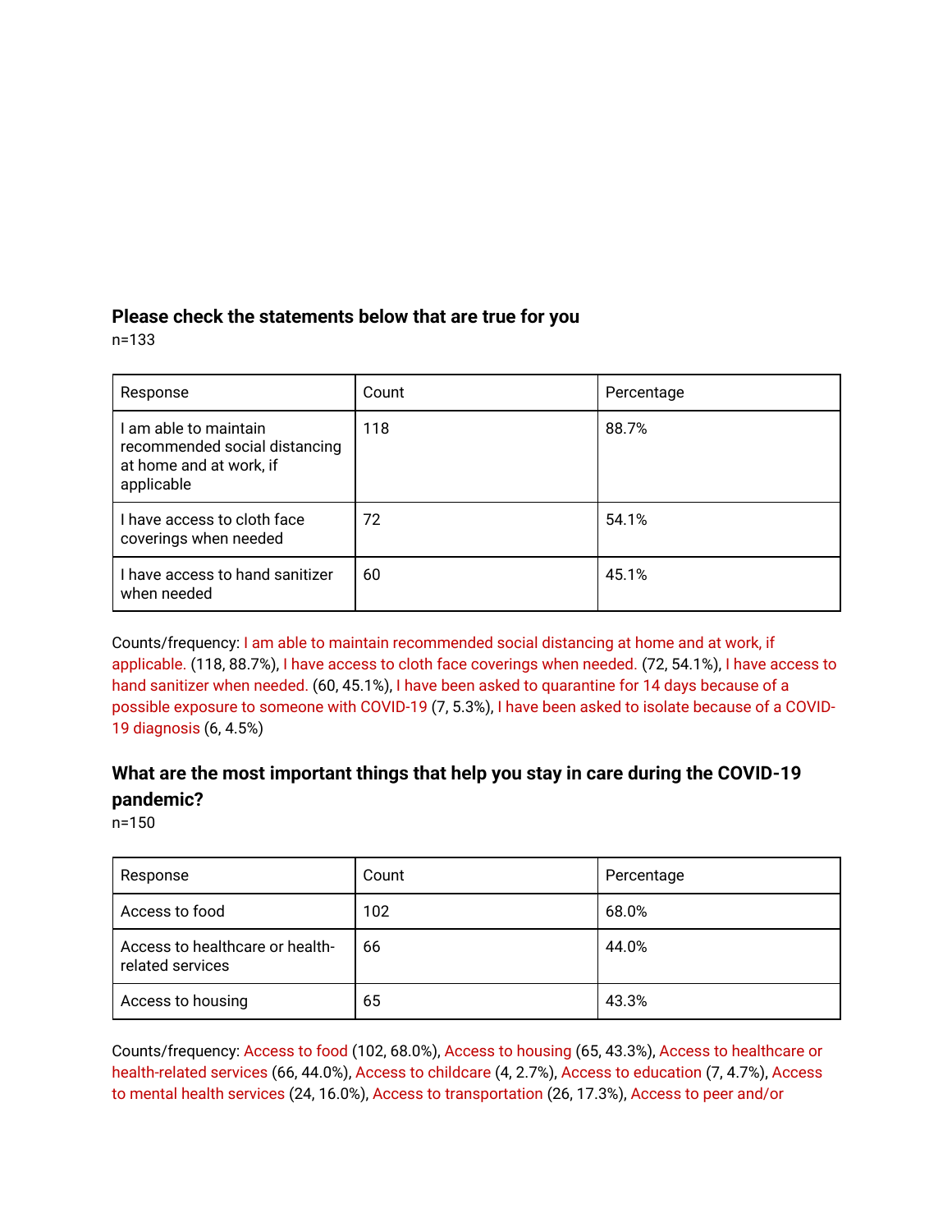### Please check the statements below that are true for you

n=133

| Response | Count | Percentage |
|---|---|---|
| I am able to maintain recommended social distancing at home and at work, if applicable | 118 | 88.7% |
| I have access to cloth face coverings when needed | 72 | 54.1% |
| I have access to hand sanitizer when needed | 60 | 45.1% |

Counts/frequency: I am able to maintain recommended social distancing at home and at work, if applicable. (118, 88.7%), I have access to cloth face coverings when needed. (72, 54.1%), I have access to hand sanitizer when needed. (60, 45.1%), I have been asked to quarantine for 14 days because of a possible exposure to someone with COVID-19 (7, 5.3%), I have been asked to isolate because of a COVID-19 diagnosis (6, 4.5%)

### What are the most important things that help you stay in care during the COVID-19 pandemic?

n=150

| Response | Count | Percentage |
|---|---|---|
| Access to food | 102 | 68.0% |
| Access to healthcare or health-related services | 66 | 44.0% |
| Access to housing | 65 | 43.3% |

Counts/frequency: Access to food (102, 68.0%), Access to housing (65, 43.3%), Access to healthcare or health-related services (66, 44.0%), Access to childcare (4, 2.7%), Access to education (7, 4.7%), Access to mental health services (24, 16.0%), Access to transportation (26, 17.3%), Access to peer and/or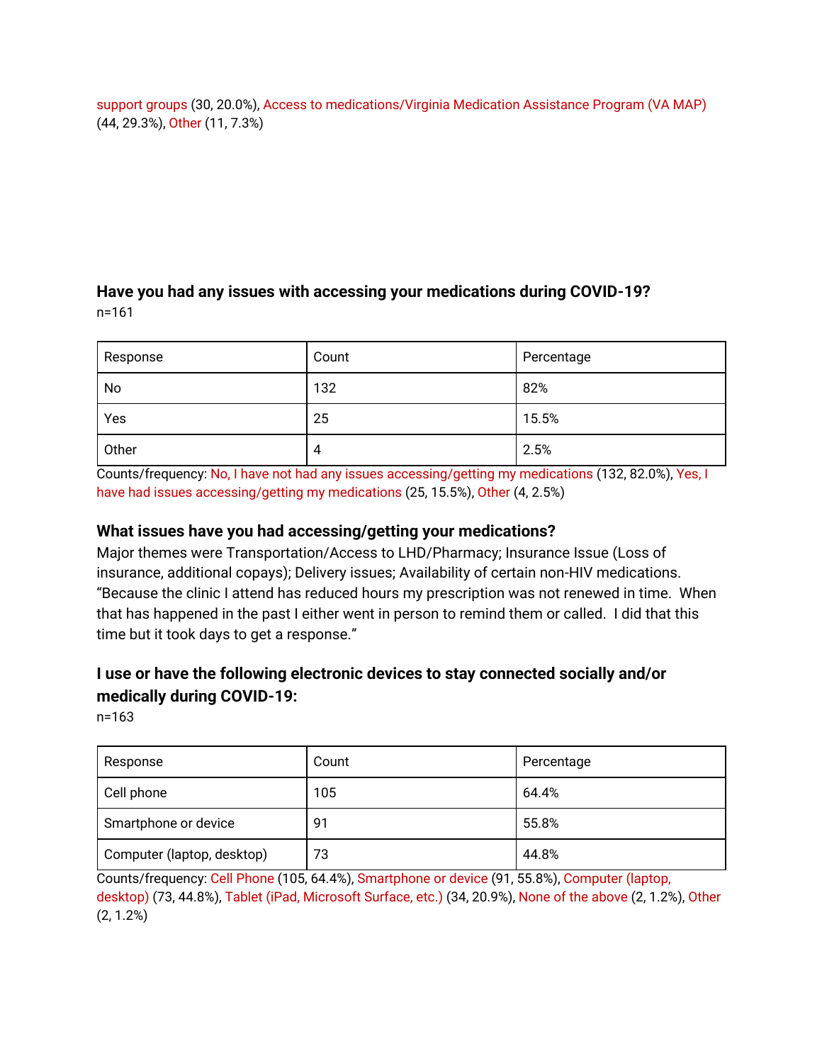support groups (30, 20.0%), Access to medications/Virginia Medication Assistance Program (VA MAP) (44, 29.3%), Other (11, 7.3%)

### Have you had any issues with accessing your medications during COVID-19?

n=161

| Response | Count | Percentage |
|---|---|---|
| No | 132 | 82% |
| Yes | 25 | 15.5% |
| Other | 4 | 2.5% |

Counts/frequency: No, I have not had any issues accessing/getting my medications (132, 82.0%), Yes, I have had issues accessing/getting my medications (25, 15.5%), Other (4, 2.5%)

### What issues have you had accessing/getting your medications?

Major themes were Transportation/Access to LHD/Pharmacy; Insurance Issue (Loss of insurance, additional copays); Delivery issues; Availability of certain non-HIV medications. "Because the clinic I attend has reduced hours my prescription was not renewed in time. When that has happened in the past I either went in person to remind them or called. I did that this time but it took days to get a response."

### I use or have the following electronic devices to stay connected socially and/or medically during COVID-19:

n=163

| Response | Count | Percentage |
|---|---|---|
| Cell phone | 105 | 64.4% |
| Smartphone or device | 91 | 55.8% |
| Computer (laptop, desktop) | 73 | 44.8% |

Counts/frequency: Cell Phone (105, 64.4%), Smartphone or device (91, 55.8%), Computer (laptop, desktop) (73, 44.8%), Tablet (iPad, Microsoft Surface, etc.) (34, 20.9%), None of the above (2, 1.2%), Other (2, 1.2%)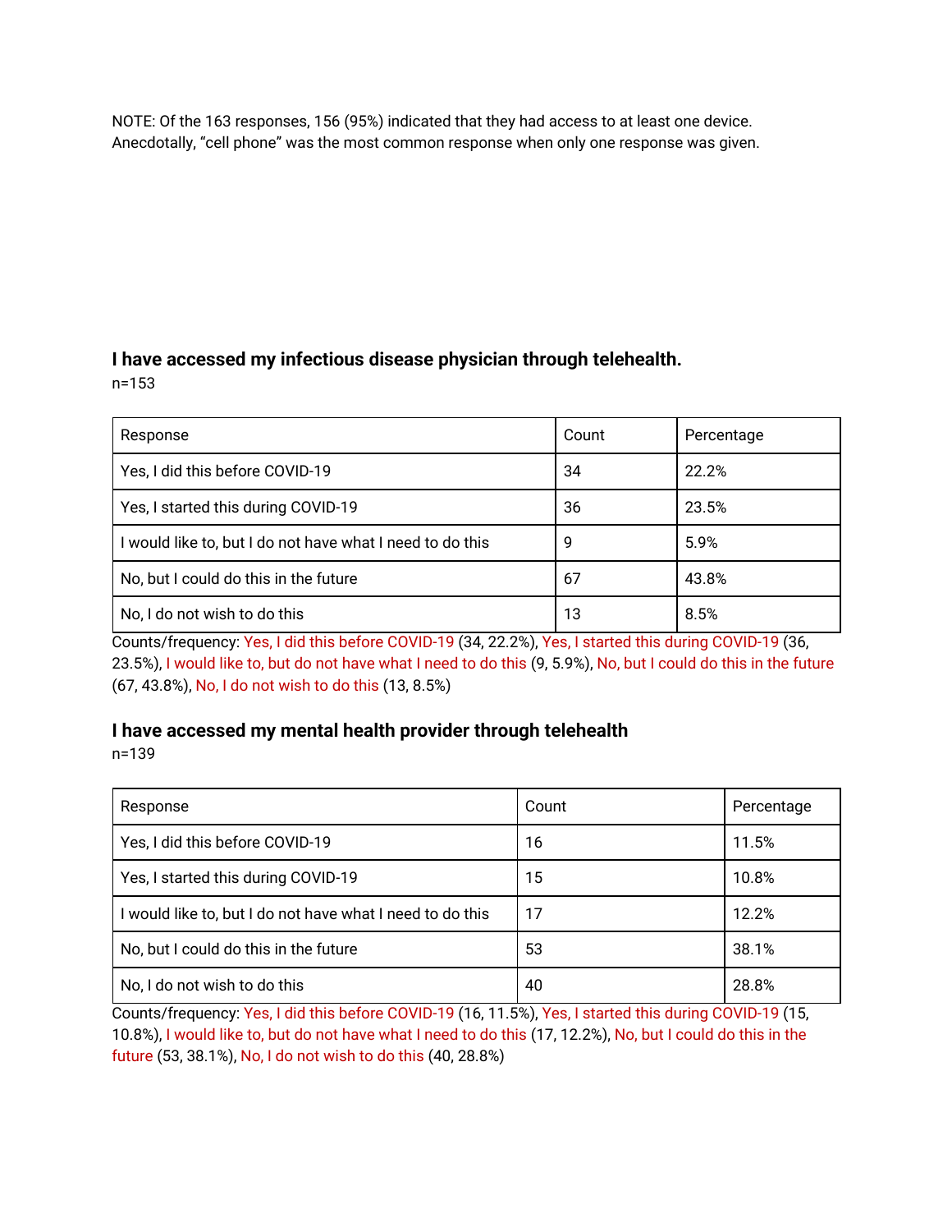NOTE: Of the 163 responses, 156 (95%) indicated that they had access to at least one device. Anecdotally, “cell phone” was the most common response when only one response was given.

### I have accessed my infectious disease physician through telehealth.

n=153

| Response | Count | Percentage |
|---|---|---|
| Yes, I did this before COVID-19 | 34 | 22.2% |
| Yes, I started this during COVID-19 | 36 | 23.5% |
| I would like to, but I do not have what I need to do this | 9 | 5.9% |
| No, but I could do this in the future | 67 | 43.8% |
| No, I do not wish to do this | 13 | 8.5% |

Counts/frequency: Yes, I did this before COVID-19 (34, 22.2%), Yes, I started this during COVID-19 (36, 23.5%), I would like to, but do not have what I need to do this (9, 5.9%), No, but I could do this in the future (67, 43.8%), No, I do not wish to do this (13, 8.5%)

### I have accessed my mental health provider through telehealth

n=139

| Response | Count | Percentage |
|---|---|---|
| Yes, I did this before COVID-19 | 16 | 11.5% |
| Yes, I started this during COVID-19 | 15 | 10.8% |
| I would like to, but I do not have what I need to do this | 17 | 12.2% |
| No, but I could do this in the future | 53 | 38.1% |
| No, I do not wish to do this | 40 | 28.8% |

Counts/frequency: Yes, I did this before COVID-19 (16, 11.5%), Yes, I started this during COVID-19 (15, 10.8%), I would like to, but do not have what I need to do this (17, 12.2%), No, but I could do this in the future (53, 38.1%), No, I do not wish to do this (40, 28.8%)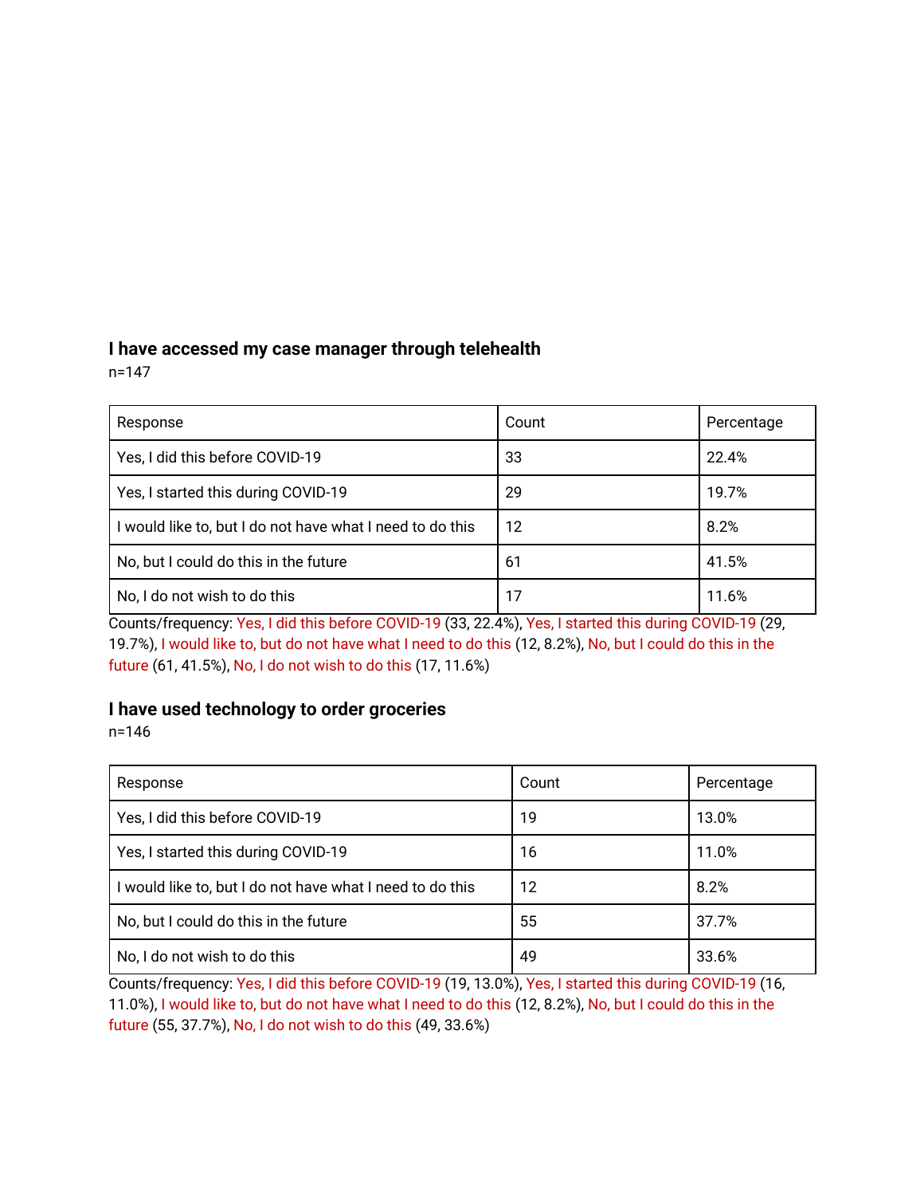### I have accessed my case manager through telehealth

n=147

| Response | Count | Percentage |
| --- | --- | --- |
| Yes, I did this before COVID-19 | 33 | 22.4% |
| Yes, I started this during COVID-19 | 29 | 19.7% |
| I would like to, but I do not have what I need to do this | 12 | 8.2% |
| No, but I could do this in the future | 61 | 41.5% |
| No, I do not wish to do this | 17 | 11.6% |

Counts/frequency: Yes, I did this before COVID-19 (33, 22.4%), Yes, I started this during COVID-19 (29, 19.7%), I would like to, but do not have what I need to do this (12, 8.2%), No, but I could do this in the future (61, 41.5%), No, I do not wish to do this (17, 11.6%)

### I have used technology to order groceries

n=146

| Response | Count | Percentage |
| --- | --- | --- |
| Yes, I did this before COVID-19 | 19 | 13.0% |
| Yes, I started this during COVID-19 | 16 | 11.0% |
| I would like to, but I do not have what I need to do this | 12 | 8.2% |
| No, but I could do this in the future | 55 | 37.7% |
| No, I do not wish to do this | 49 | 33.6% |

Counts/frequency: Yes, I did this before COVID-19 (19, 13.0%), Yes, I started this during COVID-19 (16, 11.0%), I would like to, but do not have what I need to do this (12, 8.2%), No, but I could do this in the future (55, 37.7%), No, I do not wish to do this (49, 33.6%)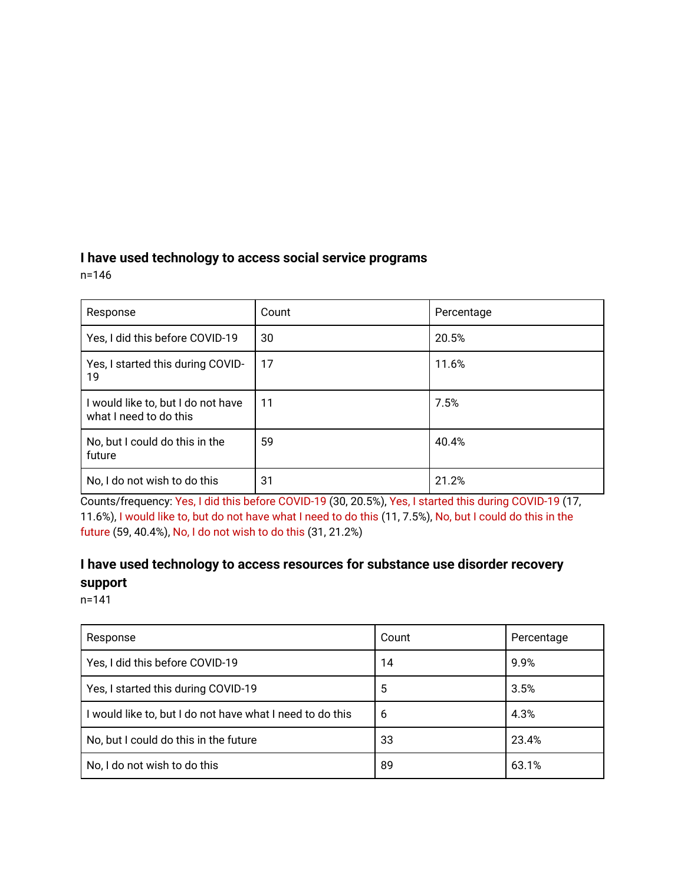### I have used technology to access social service programs

n=146

| Response | Count | Percentage |
| --- | --- | --- |
| Yes, I did this before COVID-19 | 30 | 20.5% |
| Yes, I started this during COVID-19 | 17 | 11.6% |
| I would like to, but I do not have what I need to do this | 11 | 7.5% |
| No, but I could do this in the future | 59 | 40.4% |
| No, I do not wish to do this | 31 | 21.2% |

Counts/frequency: Yes, I did this before COVID-19 (30, 20.5%), Yes, I started this during COVID-19 (17, 11.6%), I would like to, but do not have what I need to do this (11, 7.5%), No, but I could do this in the future (59, 40.4%), No, I do not wish to do this (31, 21.2%)

### I have used technology to access resources for substance use disorder recovery support

n=141

| Response | Count | Percentage |
| --- | --- | --- |
| Yes, I did this before COVID-19 | 14 | 9.9% |
| Yes, I started this during COVID-19 | 5 | 3.5% |
| I would like to, but I do not have what I need to do this | 6 | 4.3% |
| No, but I could do this in the future | 33 | 23.4% |
| No, I do not wish to do this | 89 | 63.1% |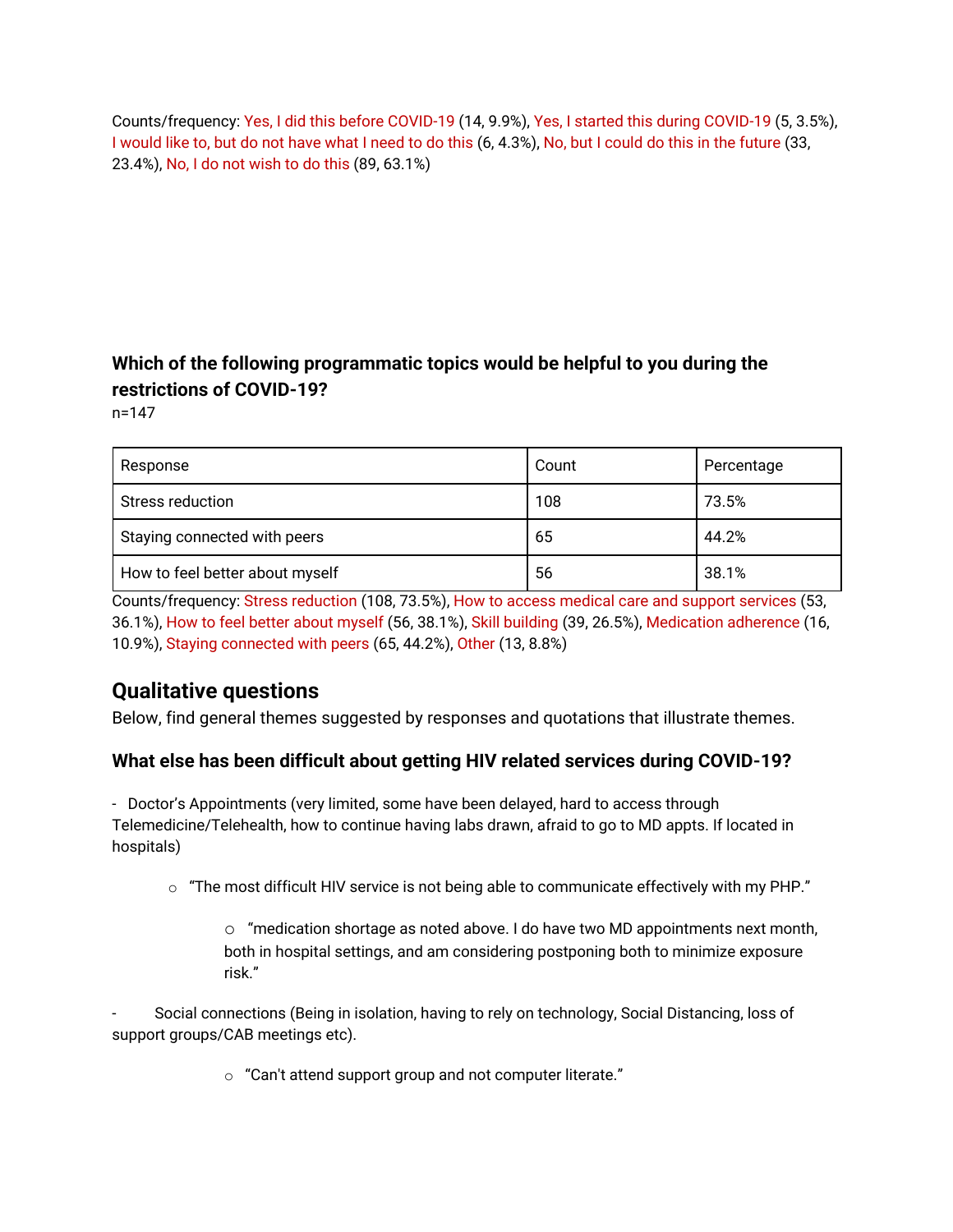Counts/frequency: Yes, I did this before COVID-19 (14, 9.9%), Yes, I started this during COVID-19 (5, 3.5%), I would like to, but do not have what I need to do this (6, 4.3%), No, but I could do this in the future (33, 23.4%), No, I do not wish to do this (89, 63.1%)

### Which of the following programmatic topics would be helpful to you during the restrictions of COVID-19?

n=147

| Response | Count | Percentage |
|---|---|---|
| Stress reduction | 108 | 73.5% |
| Staying connected with peers | 65 | 44.2% |
| How to feel better about myself | 56 | 38.1% |

Counts/frequency: Stress reduction (108, 73.5%), How to access medical care and support services (53, 36.1%), How to feel better about myself (56, 38.1%), Skill building (39, 26.5%), Medication adherence (16, 10.9%), Staying connected with peers (65, 44.2%), Other (13, 8.8%)

## Qualitative questions

Below, find general themes suggested by responses and quotations that illustrate themes.

### What else has been difficult about getting HIV related services during COVID-19?

- Doctor's Appointments (very limited, some have been delayed, hard to access through Telemedicine/Telehealth, how to continue having labs drawn, afraid to go to MD appts. If located in hospitals)
    - "The most difficult HIV service is not being able to communicate effectively with my PHP."
        - "medication shortage as noted above. I do have two MD appointments next month, both in hospital settings, and am considering postponing both to minimize exposure risk."

- Social connections (Being in isolation, having to rely on technology, Social Distancing, loss of support groups/CAB meetings etc).
    - "Can't attend support group and not computer literate."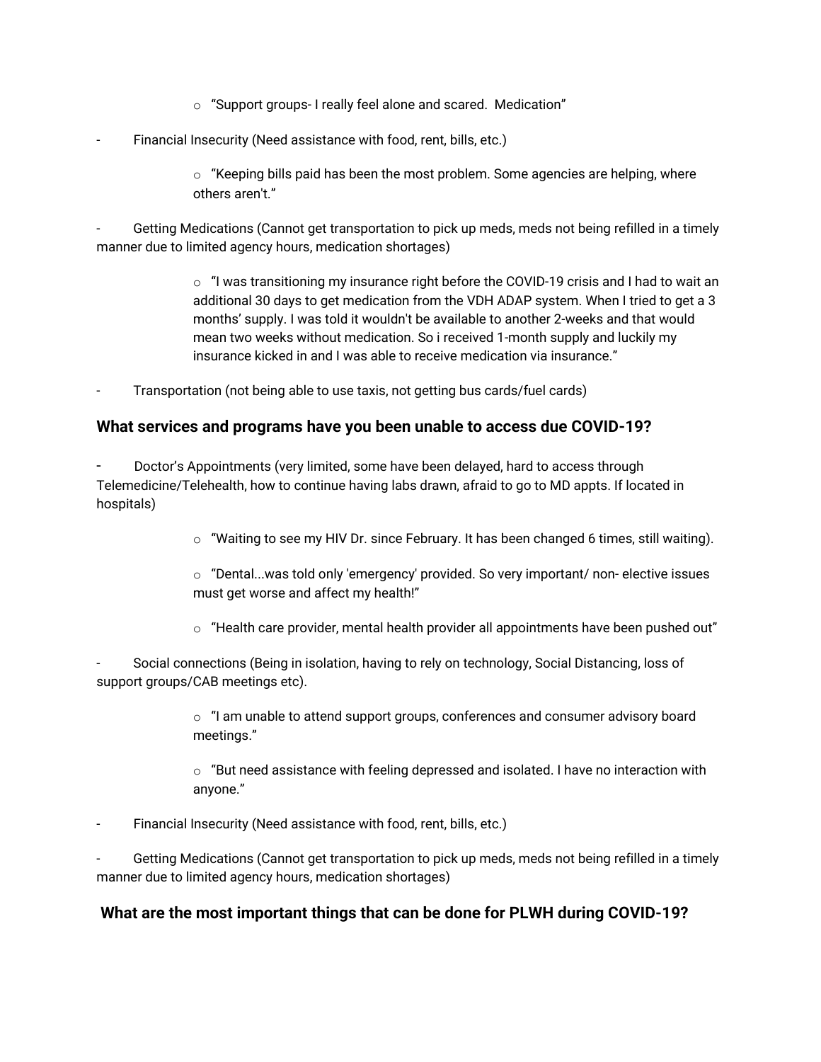- "Support groups- I really feel alone and scared.  Medication"

- Financial Insecurity (Need assistance with food, rent, bills, etc.)

    - "Keeping bills paid has been the most problem. Some agencies are helping, where others aren't."

- Getting Medications (Cannot get transportation to pick up meds, meds not being refilled in a timely manner due to limited agency hours, medication shortages)

    - "I was transitioning my insurance right before the COVID-19 crisis and I had to wait an additional 30 days to get medication from the VDH ADAP system. When I tried to get a 3 months' supply. I was told it wouldn't be available to another 2-weeks and that would mean two weeks without medication. So i received 1-month supply and luckily my insurance kicked in and I was able to receive medication via insurance."

- Transportation (not being able to use taxis, not getting bus cards/fuel cards)

### What services and programs have you been unable to access due COVID-19?

- Doctor's Appointments (very limited, some have been delayed, hard to access through Telemedicine/Telehealth, how to continue having labs drawn, afraid to go to MD appts. If located in hospitals)

    - "Waiting to see my HIV Dr. since February. It has been changed 6 times, still waiting).
    - "Dental...was told only 'emergency' provided. So very important/ non- elective issues must get worse and affect my health!"
    - "Health care provider, mental health provider all appointments have been pushed out"

- Social connections (Being in isolation, having to rely on technology, Social Distancing, loss of support groups/CAB meetings etc).

    - "I am unable to attend support groups, conferences and consumer advisory board meetings."
    - "But need assistance with feeling depressed and isolated. I have no interaction with anyone."

- Financial Insecurity (Need assistance with food, rent, bills, etc.)

- Getting Medications (Cannot get transportation to pick up meds, meds not being refilled in a timely manner due to limited agency hours, medication shortages)

### What are the most important things that can be done for PLWH during COVID-19?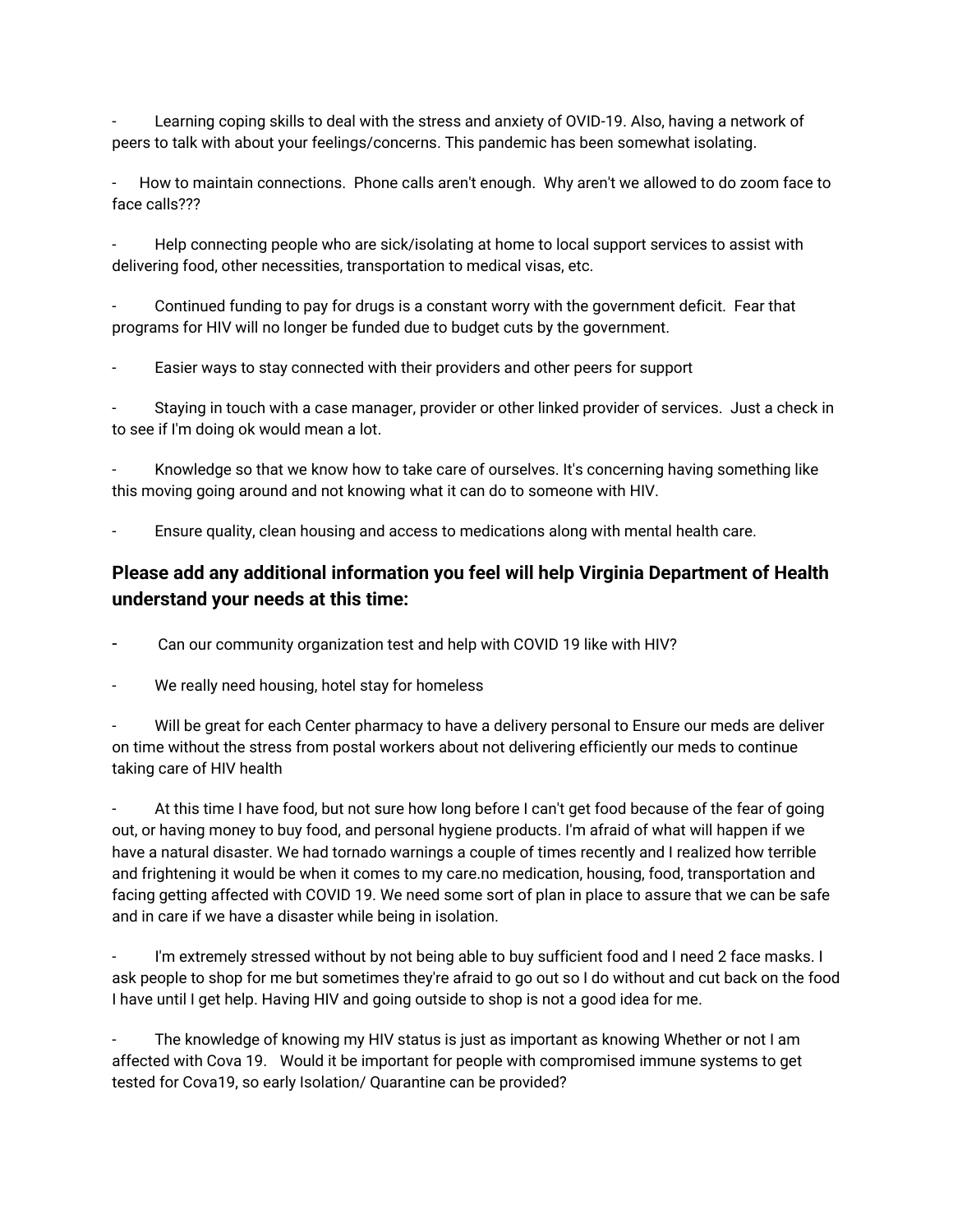- Learning coping skills to deal with the stress and anxiety of OVID-19. Also, having a network of peers to talk with about your feelings/concerns. This pandemic has been somewhat isolating.

- How to maintain connections. Phone calls aren't enough. Why aren't we allowed to do zoom face to face calls???

- Help connecting people who are sick/isolating at home to local support services to assist with delivering food, other necessities, transportation to medical visas, etc.

- Continued funding to pay for drugs is a constant worry with the government deficit. Fear that programs for HIV will no longer be funded due to budget cuts by the government.

- Easier ways to stay connected with their providers and other peers for support

- Staying in touch with a case manager, provider or other linked provider of services. Just a check in to see if I'm doing ok would mean a lot.

- Knowledge so that we know how to take care of ourselves. It's concerning having something like this moving going around and not knowing what it can do to someone with HIV.

- Ensure quality, clean housing and access to medications along with mental health care.

### Please add any additional information you feel will help Virginia Department of Health understand your needs at this time:

- Can our community organization test and help with COVID 19 like with HIV?

- We really need housing, hotel stay for homeless

- Will be great for each Center pharmacy to have a delivery personal to Ensure our meds are deliver on time without the stress from postal workers about not delivering efficiently our meds to continue taking care of HIV health

- At this time I have food, but not sure how long before I can't get food because of the fear of going out, or having money to buy food, and personal hygiene products. I'm afraid of what will happen if we have a natural disaster. We had tornado warnings a couple of times recently and I realized how terrible and frightening it would be when it comes to my care.no medication, housing, food, transportation and facing getting affected with COVID 19. We need some sort of plan in place to assure that we can be safe and in care if we have a disaster while being in isolation.

- I'm extremely stressed without by not being able to buy sufficient food and I need 2 face masks. I ask people to shop for me but sometimes they're afraid to go out so I do without and cut back on the food I have until I get help. Having HIV and going outside to shop is not a good idea for me.

- The knowledge of knowing my HIV status is just as important as knowing Whether or not I am affected with Cova 19. Would it be important for people with compromised immune systems to get tested for Cova19, so early Isolation/ Quarantine can be provided?